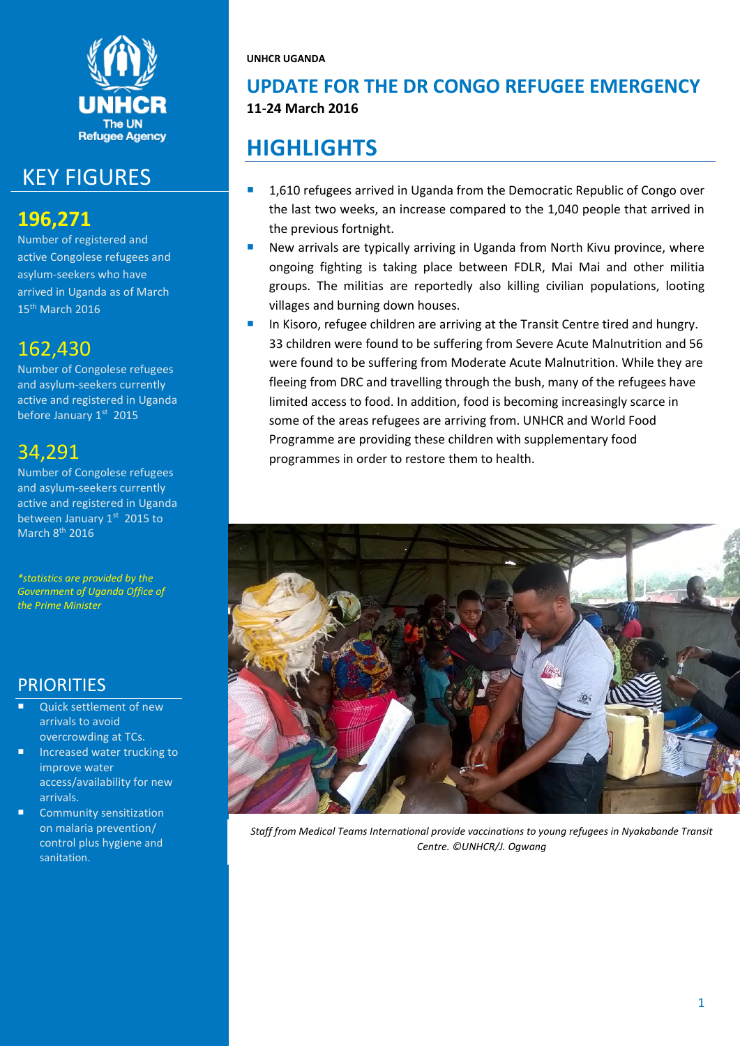UNHCR
The UN Refugee Agency

## KEY FIGURES

**196,271**
Number of registered and active Congolese refugees and asylum-seekers who have arrived in Uganda as of March 15th March 2016

**162,430**
Number of Congolese refugees and asylum-seekers currently active and registered in Uganda before January 1st 2015

**34,291**
Number of Congolese refugees and asylum-seekers currently active and registered in Uganda between January 1st 2015 to March 8th 2016

*\*statistics are provided by the Government of Uganda Office of the Prime Minister*

## PRIORITIES

- Quick settlement of new arrivals to avoid overcrowding at TCs.
- Increased water trucking to improve water access/availability for new arrivals.
- Community sensitization on malaria prevention/ control plus hygiene and sanitation.

**UNHCR UGANDA**

# UPDATE FOR THE DR CONGO REFUGEE EMERGENCY

**11-24 March 2016**

## HIGHLIGHTS

- 1,610 refugees arrived in Uganda from the Democratic Republic of Congo over the last two weeks, an increase compared to the 1,040 people that arrived in the previous fortnight.
- New arrivals are typically arriving in Uganda from North Kivu province, where ongoing fighting is taking place between FDLR, Mai Mai and other militia groups. The militias are reportedly also killing civilian populations, looting villages and burning down houses.
- In Kisoro, refugee children are arriving at the Transit Centre tired and hungry. 33 children were found to be suffering from Severe Acute Malnutrition and 56 were found to be suffering from Moderate Acute Malnutrition. While they are fleeing from DRC and travelling through the bush, many of the refugees have limited access to food. In addition, food is becoming increasingly scarce in some of the areas refugees are arriving from. UNHCR and World Food Programme are providing these children with supplementary food programmes in order to restore them to health.

*Staff from Medical Teams International provide vaccinations to young refugees in Nyakabande Transit Centre. ©UNHCR/J. Ogwang*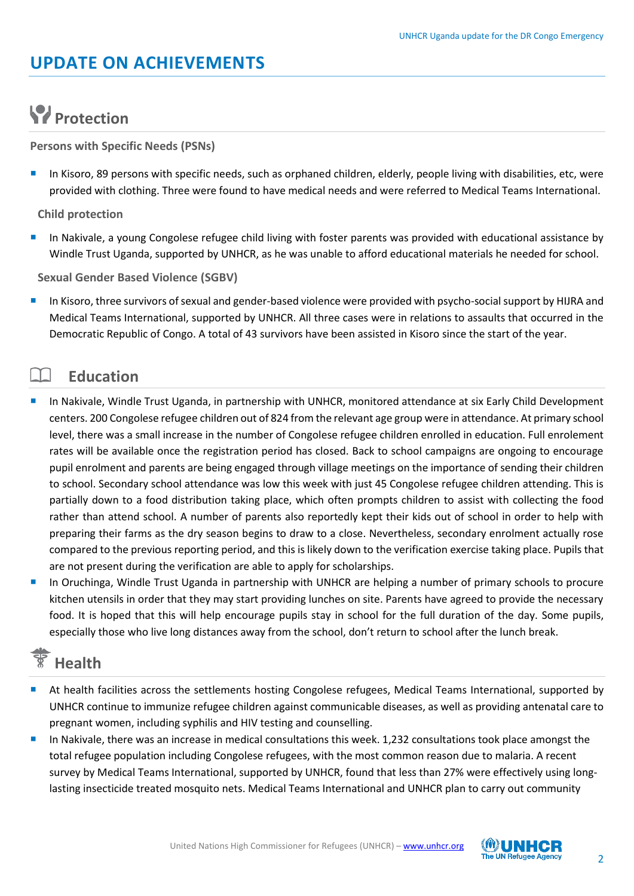# UPDATE ON ACHIEVEMENTS

## Protection

**Persons with Specific Needs (PSNs)**

- In Kisoro, 89 persons with specific needs, such as orphaned children, elderly, people living with disabilities, etc, were provided with clothing. Three were found to have medical needs and were referred to Medical Teams International.

**Child protection**

- In Nakivale, a young Congolese refugee child living with foster parents was provided with educational assistance by Windle Trust Uganda, supported by UNHCR, as he was unable to afford educational materials he needed for school.

**Sexual Gender Based Violence (SGBV)**

- In Kisoro, three survivors of sexual and gender-based violence were provided with psycho-social support by HIJRA and Medical Teams International, supported by UNHCR. All three cases were in relations to assaults that occurred in the Democratic Republic of Congo. A total of 43 survivors have been assisted in Kisoro since the start of the year.

## Education

- In Nakivale, Windle Trust Uganda, in partnership with UNHCR, monitored attendance at six Early Child Development centers. 200 Congolese refugee children out of 824 from the relevant age group were in attendance. At primary school level, there was a small increase in the number of Congolese refugee children enrolled in education. Full enrolement rates will be available once the registration period has closed. Back to school campaigns are ongoing to encourage pupil enrolment and parents are being engaged through village meetings on the importance of sending their children to school. Secondary school attendance was low this week with just 45 Congolese refugee children attending. This is partially down to a food distribution taking place, which often prompts children to assist with collecting the food rather than attend school. A number of parents also reportedly kept their kids out of school in order to help with preparing their farms as the dry season begins to draw to a close. Nevertheless, secondary enrolment actually rose compared to the previous reporting period, and this is likely down to the verification exercise taking place. Pupils that are not present during the verification are able to apply for scholarships.
- In Oruchinga, Windle Trust Uganda in partnership with UNHCR are helping a number of primary schools to procure kitchen utensils in order that they may start providing lunches on site. Parents have agreed to provide the necessary food. It is hoped that this will help encourage pupils stay in school for the full duration of the day. Some pupils, especially those who live long distances away from the school, don't return to school after the lunch break.

## Health

- At health facilities across the settlements hosting Congolese refugees, Medical Teams International, supported by UNHCR continue to immunize refugee children against communicable diseases, as well as providing antenatal care to pregnant women, including syphilis and HIV testing and counselling.
- In Nakivale, there was an increase in medical consultations this week. 1,232 consultations took place amongst the total refugee population including Congolese refugees, with the most common reason due to malaria. A recent survey by Medical Teams International, supported by UNHCR, found that less than 27% were effectively using long-lasting insecticide treated mosquito nets. Medical Teams International and UNHCR plan to carry out community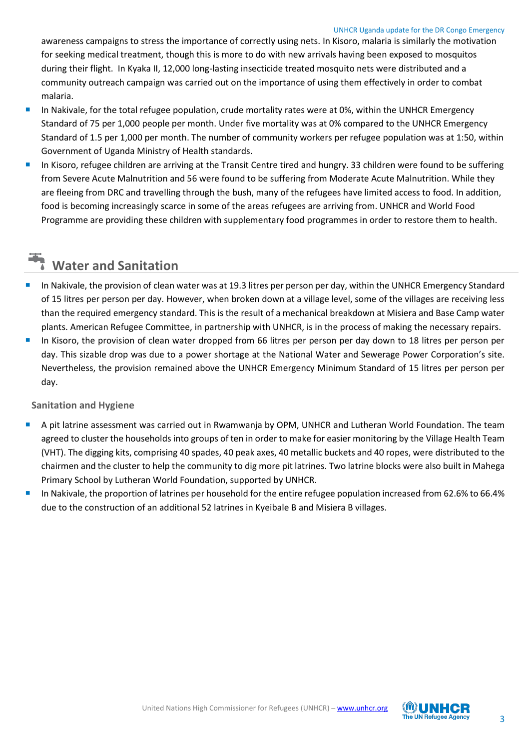awareness campaigns to stress the importance of correctly using nets. In Kisoro, malaria is similarly the motivation for seeking medical treatment, though this is more to do with new arrivals having been exposed to mosquitos during their flight. In Kyaka II, 12,000 long-lasting insecticide treated mosquito nets were distributed and a community outreach campaign was carried out on the importance of using them effectively in order to combat malaria.

- In Nakivale, for the total refugee population, crude mortality rates were at 0%, within the UNHCR Emergency Standard of 75 per 1,000 people per month. Under five mortality was at 0% compared to the UNHCR Emergency Standard of 1.5 per 1,000 per month. The number of community workers per refugee population was at 1:50, within Government of Uganda Ministry of Health standards.
- In Kisoro, refugee children are arriving at the Transit Centre tired and hungry. 33 children were found to be suffering from Severe Acute Malnutrition and 56 were found to be suffering from Moderate Acute Malnutrition. While they are fleeing from DRC and travelling through the bush, many of the refugees have limited access to food. In addition, food is becoming increasingly scarce in some of the areas refugees are arriving from. UNHCR and World Food Programme are providing these children with supplementary food programmes in order to restore them to health.

## Water and Sanitation

- In Nakivale, the provision of clean water was at 19.3 litres per person per day, within the UNHCR Emergency Standard of 15 litres per person per day. However, when broken down at a village level, some of the villages are receiving less than the required emergency standard. This is the result of a mechanical breakdown at Misiera and Base Camp water plants. American Refugee Committee, in partnership with UNHCR, is in the process of making the necessary repairs.
- In Kisoro, the provision of clean water dropped from 66 litres per person per day down to 18 litres per person per day. This sizable drop was due to a power shortage at the National Water and Sewerage Power Corporation's site. Nevertheless, the provision remained above the UNHCR Emergency Minimum Standard of 15 litres per person per day.

### Sanitation and Hygiene

- A pit latrine assessment was carried out in Rwamwanja by OPM, UNHCR and Lutheran World Foundation. The team agreed to cluster the households into groups of ten in order to make for easier monitoring by the Village Health Team (VHT). The digging kits, comprising 40 spades, 40 peak axes, 40 metallic buckets and 40 ropes, were distributed to the chairmen and the cluster to help the community to dig more pit latrines. Two latrine blocks were also built in Mahega Primary School by Lutheran World Foundation, supported by UNHCR.
- In Nakivale, the proportion of latrines per household for the entire refugee population increased from 62.6% to 66.4% due to the construction of an additional 52 latrines in Kyeibale B and Misiera B villages.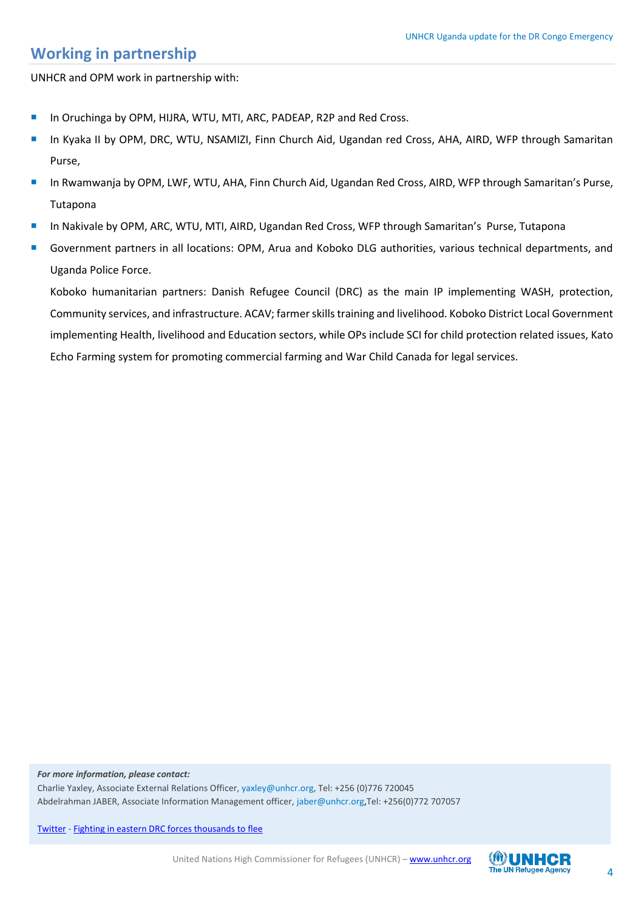## Working in partnership

UNHCR and OPM work in partnership with:

- In Oruchinga by OPM, HIJRA, WTU, MTI, ARC, PADEAP, R2P and Red Cross.
- In Kyaka II by OPM, DRC, WTU, NSAMIZI, Finn Church Aid, Ugandan red Cross, AHA, AIRD, WFP through Samaritan Purse,
- In Rwamwanja by OPM, LWF, WTU, AHA, Finn Church Aid, Ugandan Red Cross, AIRD, WFP through Samaritan's Purse, Tutapona
- In Nakivale by OPM, ARC, WTU, MTI, AIRD, Ugandan Red Cross, WFP through Samaritan's Purse, Tutapona
- Government partners in all locations: OPM, Arua and Koboko DLG authorities, various technical departments, and Uganda Police Force.

  Koboko humanitarian partners: Danish Refugee Council (DRC) as the main IP implementing WASH, protection, Community services, and infrastructure. ACAV; farmer skills training and livelihood. Koboko District Local Government implementing Health, livelihood and Education sectors, while OPs include SCI for child protection related issues, Kato Echo Farming system for promoting commercial farming and War Child Canada for legal services.

***For more information, please contact:***
Charlie Yaxley, Associate External Relations Officer, yaxley@unhcr.org, Tel: +256 (0)776 720045
Abdelrahman JABER, Associate Information Management officer, jaber@unhcr.org,Tel: +256(0)772 707057

Twitter - Fighting in eastern DRC forces thousands to flee